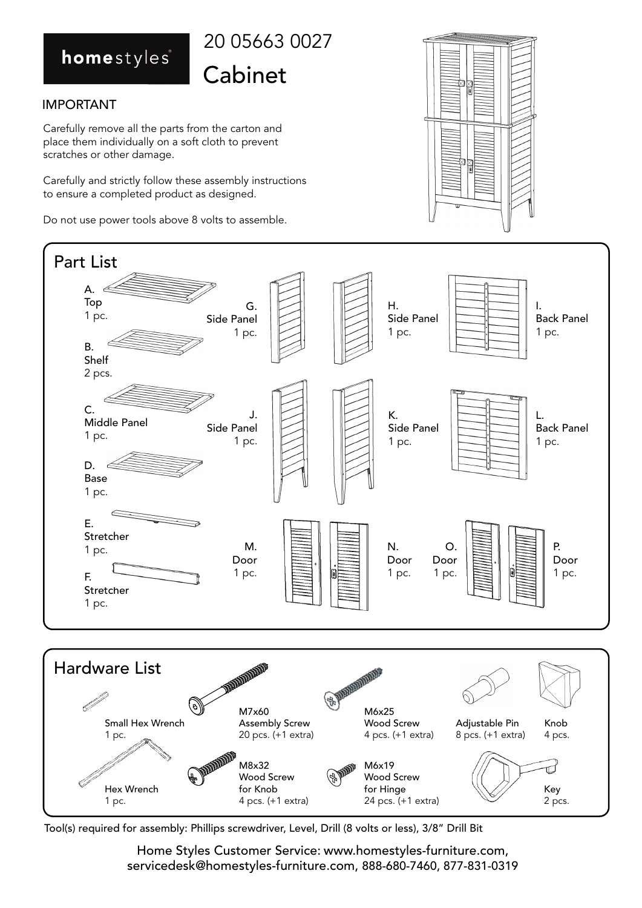**homestyles**®

# 20 05663 0027

# Cabinet

## IMPORTANT

Carefully remove all the parts from the carton and place them individually on a soft cloth to prevent scratches or other damage.

Carefully and strictly follow these assembly instructions to ensure a completed product as designed.

Do not use power tools above 8 volts to assemble.

## Part List

- A. Top – 1 pc.
- B. Shelf – 2 pcs.
- C. Middle Panel – 1 pc.
- D. Base – 1 pc.
- E. Stretcher – 1 pc.
- F. Stretcher – 1 pc.
- G. Side Panel – 1 pc.
- H. Side Panel – 1 pc.
- I. Back Panel – 1 pc.
- J. Side Panel – 1 pc.
- K. Side Panel – 1 pc.
- L. Back Panel – 1 pc.
- M. Door – 1 pc.
- N. Door – 1 pc.
- O. Door – 1 pc.
- P. Door – 1 pc.

## Hardware List

- Small Hex Wrench – 1 pc.
- Hex Wrench – 1 pc.
- M7x60 Assembly Screw – 20 pcs. (+1 extra)
- M8x32 Wood Screw for Knob – 4 pcs. (+1 extra)
- M6x25 Wood Screw – 4 pcs. (+1 extra)
- M6x19 Wood Screw for Hinge – 24 pcs. (+1 extra)
- Adjustable Pin – 8 pcs. (+1 extra)
- Knob – 4 pcs.
- Key – 2 pcs.

Tool(s) required for assembly: Phillips screwdriver, Level, Drill (8 volts or less), 3/8" Drill Bit

Home Styles Customer Service: www.homestyles-furniture.com, servicedesk@homestyles-furniture.com, 888-680-7460, 877-831-0319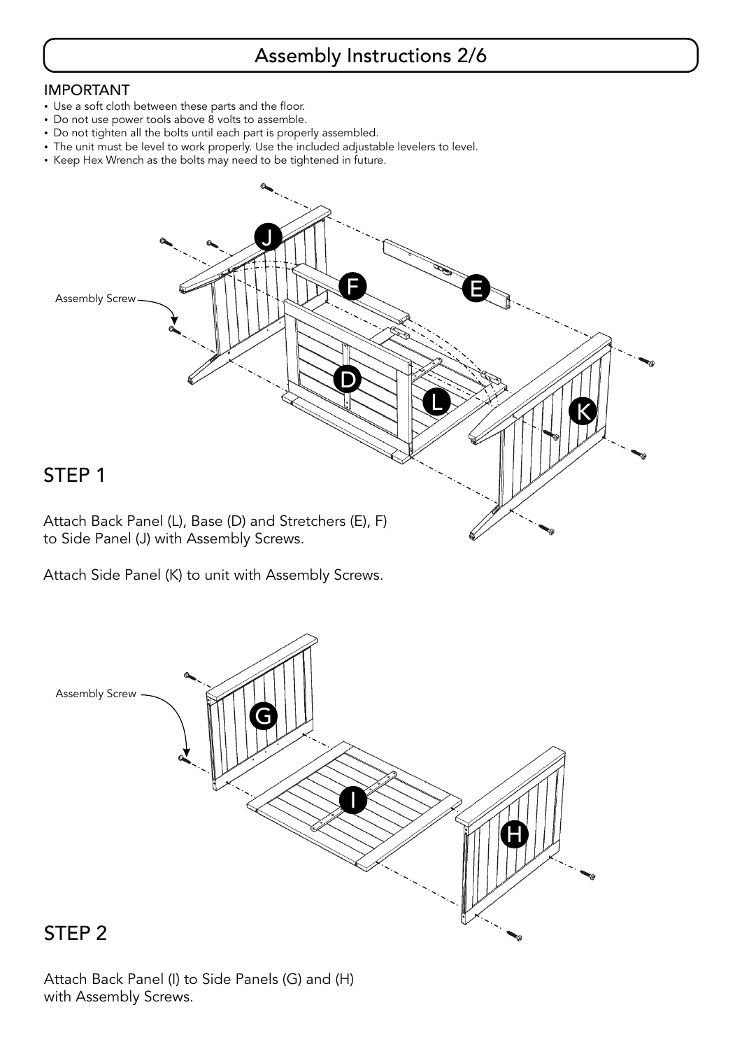# Assembly Instructions 2/6

## IMPORTANT

- Use a soft cloth between these parts and the floor.
- Do not use power tools above 8 volts to assemble.
- Do not tighten all the bolts until each part is properly assembled.
- The unit must be level to work properly. Use the included adjustable levelers to level.
- Keep Hex Wrench as the bolts may need to be tightened in future.

Assembly Screw

## STEP 1

Attach Back Panel (L), Base (D) and Stretchers (E), F) to Side Panel (J) with Assembly Screws.

Attach Side Panel (K) to unit with Assembly Screws.

Assembly Screw

## STEP 2

Attach Back Panel (I) to Side Panels (G) and (H) with Assembly Screws.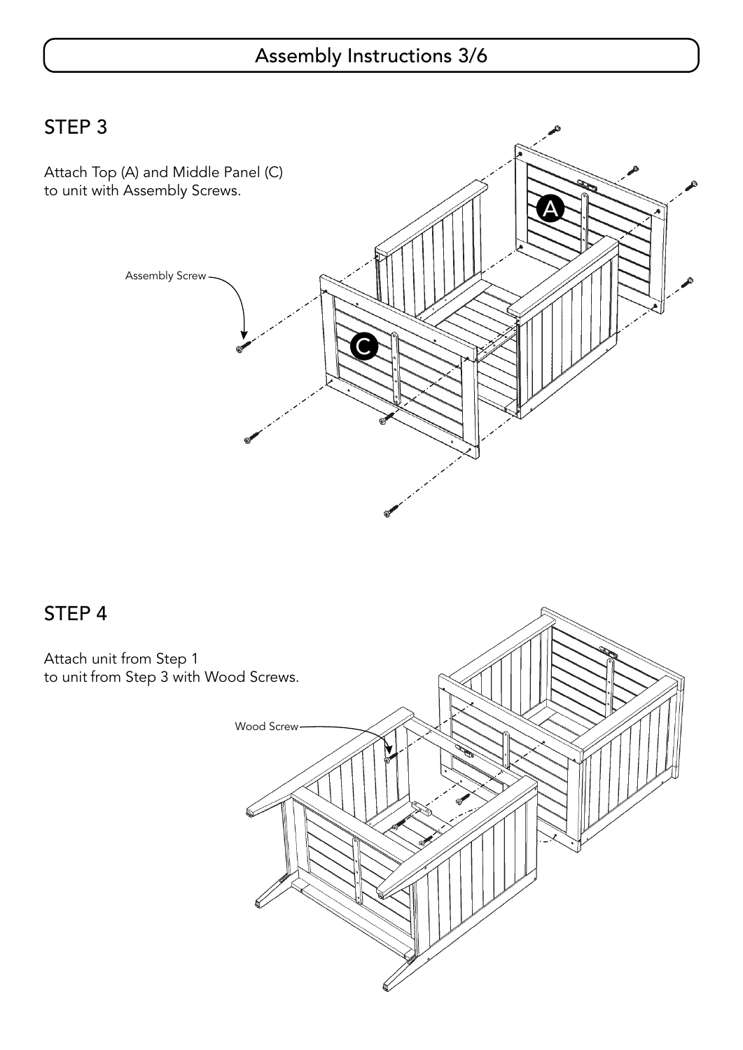## STEP 3

Attach Top (A) and Middle Panel (C) to unit with Assembly Screws.

Assembly Screw

## STEP 4

Attach unit from Step 1 to unit from Step 3 with Wood Screws.

Wood Screw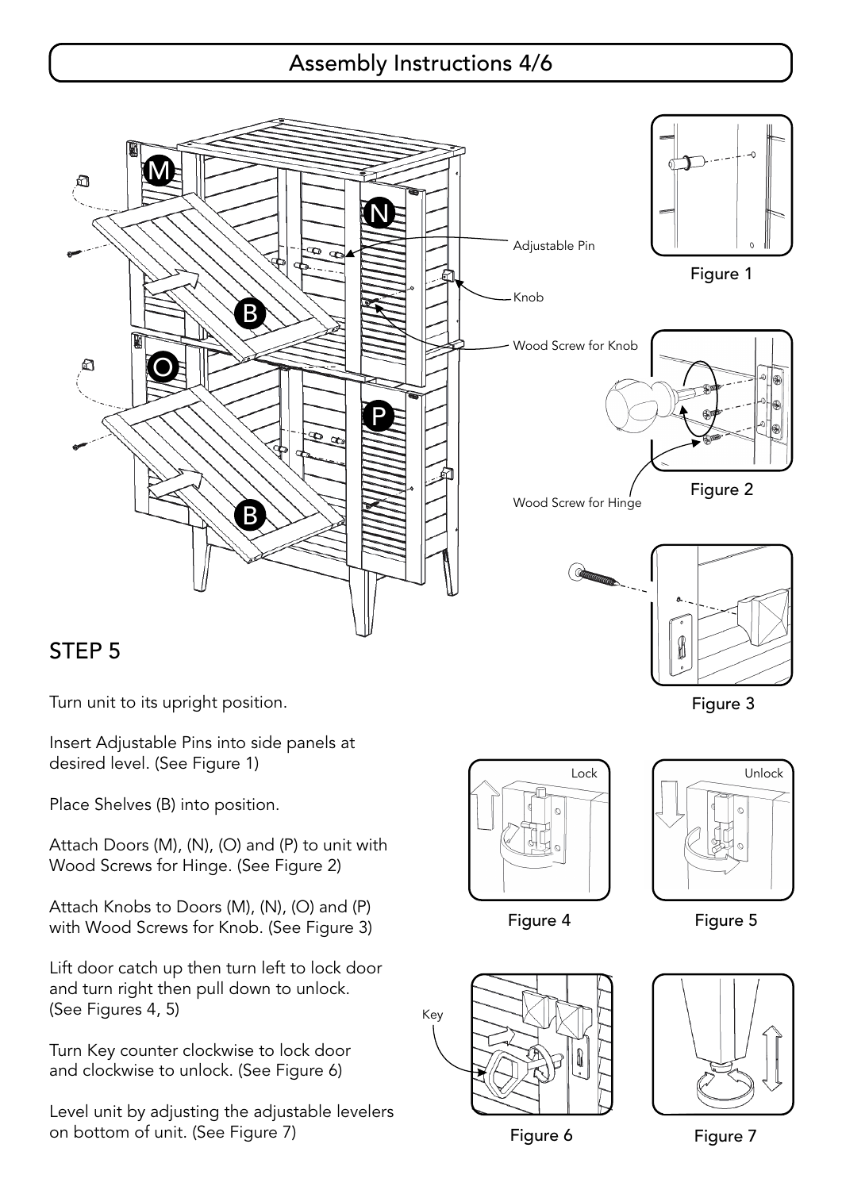## Assembly Instructions 4/6

Adjustable Pin

Knob

Wood Screw for Knob

Wood Screw for Hinge

Figure 1

Figure 2

Figure 3

## STEP 5

Turn unit to its upright position.

Insert Adjustable Pins into side panels at desired level. (See Figure 1)

Place Shelves (B) into position.

Attach Doors (M), (N), (O) and (P) to unit with Wood Screws for Hinge. (See Figure 2)

Attach Knobs to Doors (M), (N), (O) and (P) with Wood Screws for Knob. (See Figure 3)

Lift door catch up then turn left to lock door and turn right then pull down to unlock. (See Figures 4, 5)

Turn Key counter clockwise to lock door and clockwise to unlock. (See Figure 6)

Level unit by adjusting the adjustable levelers on bottom of unit. (See Figure 7)

Lock

Figure 4

Unlock

Figure 5

Key

Figure 6

Figure 7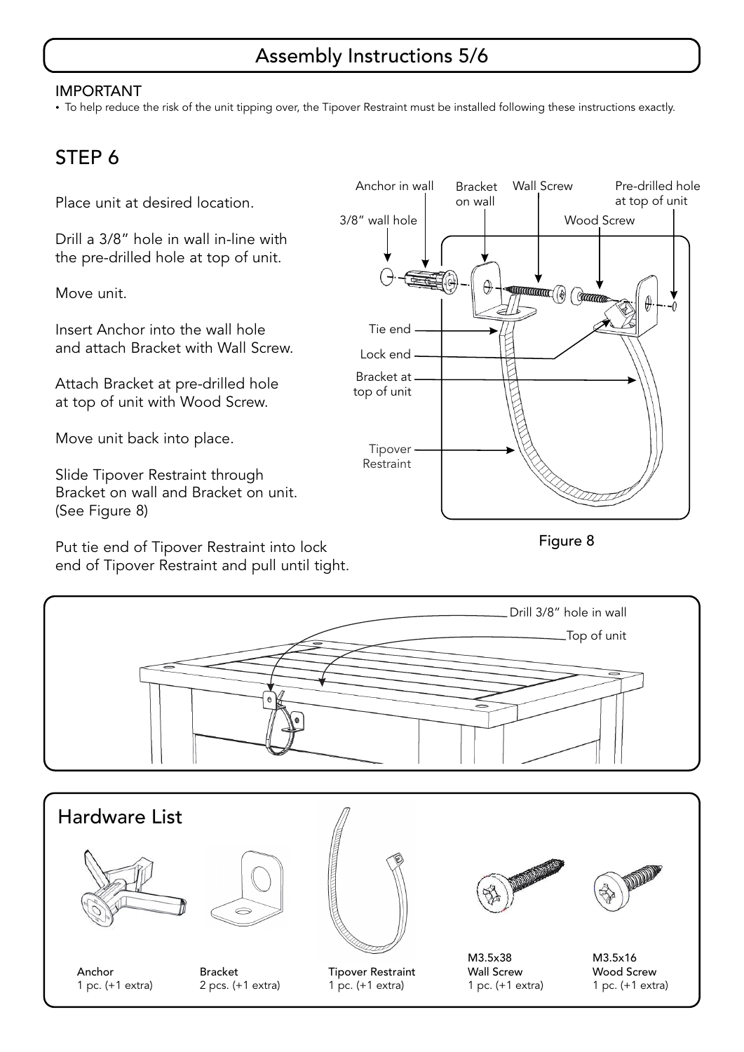# Assembly Instructions 5/6

IMPORTANT

- To help reduce the risk of the unit tipping over, the Tipover Restraint must be installed following these instructions exactly.

## STEP 6

Place unit at desired location.

Drill a 3/8" hole in wall in-line with the pre-drilled hole at top of unit.

Move unit.

Insert Anchor into the wall hole and attach Bracket with Wall Screw.

Attach Bracket at pre-drilled hole at top of unit with Wood Screw.

Move unit back into place.

Slide Tipover Restraint through Bracket on wall and Bracket on unit. (See Figure 8)

Put tie end of Tipover Restraint into lock end of Tipover Restraint and pull until tight.

Anchor in wall
Bracket on wall
Wall Screw
Pre-drilled hole at top of unit
3/8" wall hole
Wood Screw
Tie end
Lock end
Bracket at top of unit
Tipover Restraint

Figure 8

Drill 3/8" hole in wall
Top of unit

## Hardware List

| Item | Quantity |
|---|---|
| Anchor | 1 pc. (+1 extra) |
| Bracket | 2 pcs. (+1 extra) |
| Tipover Restraint | 1 pc. (+1 extra) |
| M3.5x38 Wall Screw | 1 pc. (+1 extra) |
| M3.5x16 Wood Screw | 1 pc. (+1 extra) |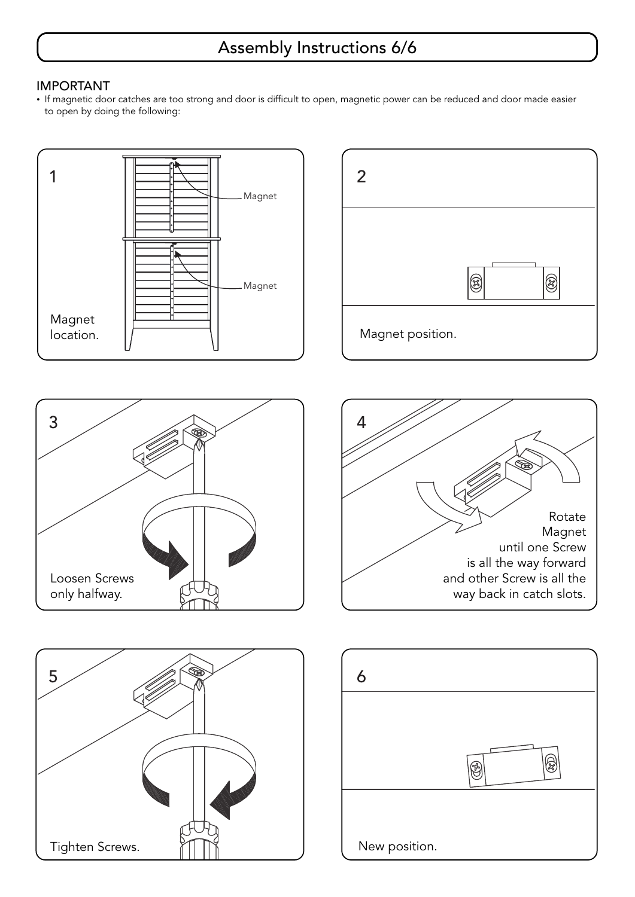# Assembly Instructions 6/6

## IMPORTANT

- If magnetic door catches are too strong and door is difficult to open, magnetic power can be reduced and door made easier to open by doing the following:

**1**

Magnet

Magnet

Magnet location.

**2**

Magnet position.

**3**

Loosen Screws only halfway.

**4**

Rotate Magnet until one Screw is all the way forward and other Screw is all the way back in catch slots.

**5**

Tighten Screws.

**6**

New position.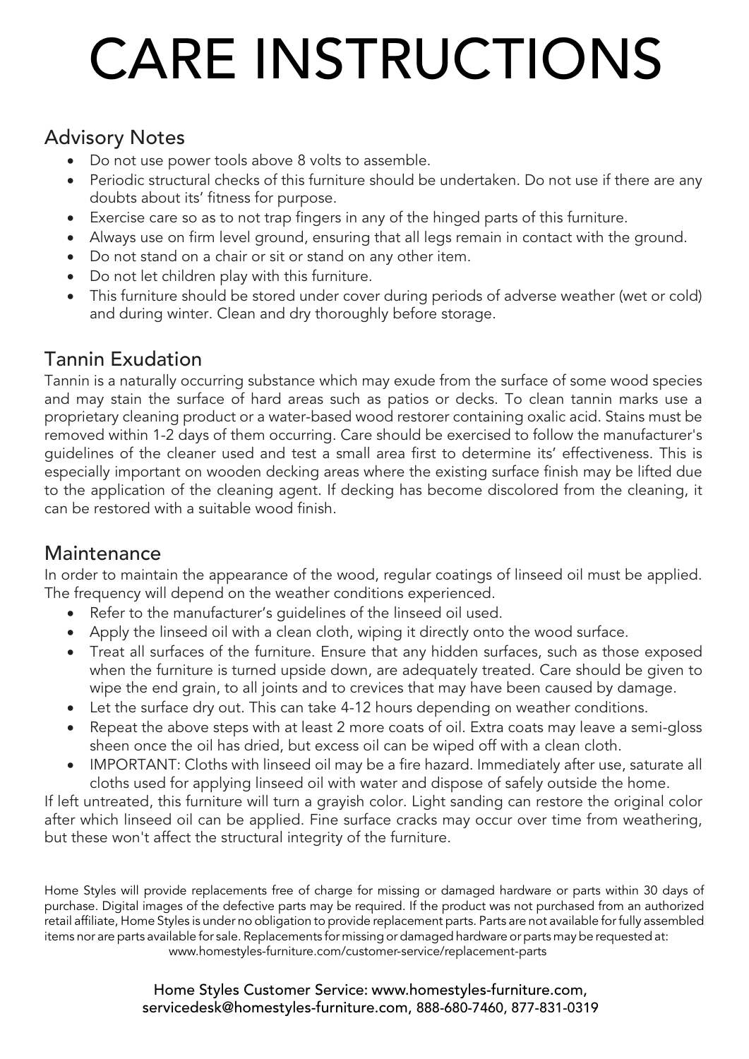# CARE INSTRUCTIONS

## Advisory Notes

- Do not use power tools above 8 volts to assemble.
- Periodic structural checks of this furniture should be undertaken. Do not use if there are any doubts about its' fitness for purpose.
- Exercise care so as to not trap fingers in any of the hinged parts of this furniture.
- Always use on firm level ground, ensuring that all legs remain in contact with the ground.
- Do not stand on a chair or sit or stand on any other item.
- Do not let children play with this furniture.
- This furniture should be stored under cover during periods of adverse weather (wet or cold) and during winter. Clean and dry thoroughly before storage.

## Tannin Exudation

Tannin is a naturally occurring substance which may exude from the surface of some wood species and may stain the surface of hard areas such as patios or decks. To clean tannin marks use a proprietary cleaning product or a water-based wood restorer containing oxalic acid. Stains must be removed within 1-2 days of them occurring. Care should be exercised to follow the manufacturer's guidelines of the cleaner used and test a small area first to determine its' effectiveness. This is especially important on wooden decking areas where the existing surface finish may be lifted due to the application of the cleaning agent. If decking has become discolored from the cleaning, it can be restored with a suitable wood finish.

## Maintenance

In order to maintain the appearance of the wood, regular coatings of linseed oil must be applied. The frequency will depend on the weather conditions experienced.

- Refer to the manufacturer's guidelines of the linseed oil used.
- Apply the linseed oil with a clean cloth, wiping it directly onto the wood surface.
- Treat all surfaces of the furniture. Ensure that any hidden surfaces, such as those exposed when the furniture is turned upside down, are adequately treated. Care should be given to wipe the end grain, to all joints and to crevices that may have been caused by damage.
- Let the surface dry out. This can take 4-12 hours depending on weather conditions.
- Repeat the above steps with at least 2 more coats of oil. Extra coats may leave a semi-gloss sheen once the oil has dried, but excess oil can be wiped off with a clean cloth.
- IMPORTANT: Cloths with linseed oil may be a fire hazard. Immediately after use, saturate all cloths used for applying linseed oil with water and dispose of safely outside the home.

If left untreated, this furniture will turn a grayish color. Light sanding can restore the original color after which linseed oil can be applied. Fine surface cracks may occur over time from weathering, but these won't affect the structural integrity of the furniture.

Home Styles will provide replacements free of charge for missing or damaged hardware or parts within 30 days of purchase. Digital images of the defective parts may be required. If the product was not purchased from an authorized retail affiliate, Home Styles is under no obligation to provide replacement parts. Parts are not available for fully assembled items nor are parts available for sale. Replacements for missing or damaged hardware or parts may be requested at: www.homestyles-furniture.com/customer-service/replacement-parts

Home Styles Customer Service: www.homestyles-furniture.com, servicedesk@homestyles-furniture.com, 888-680-7460, 877-831-0319